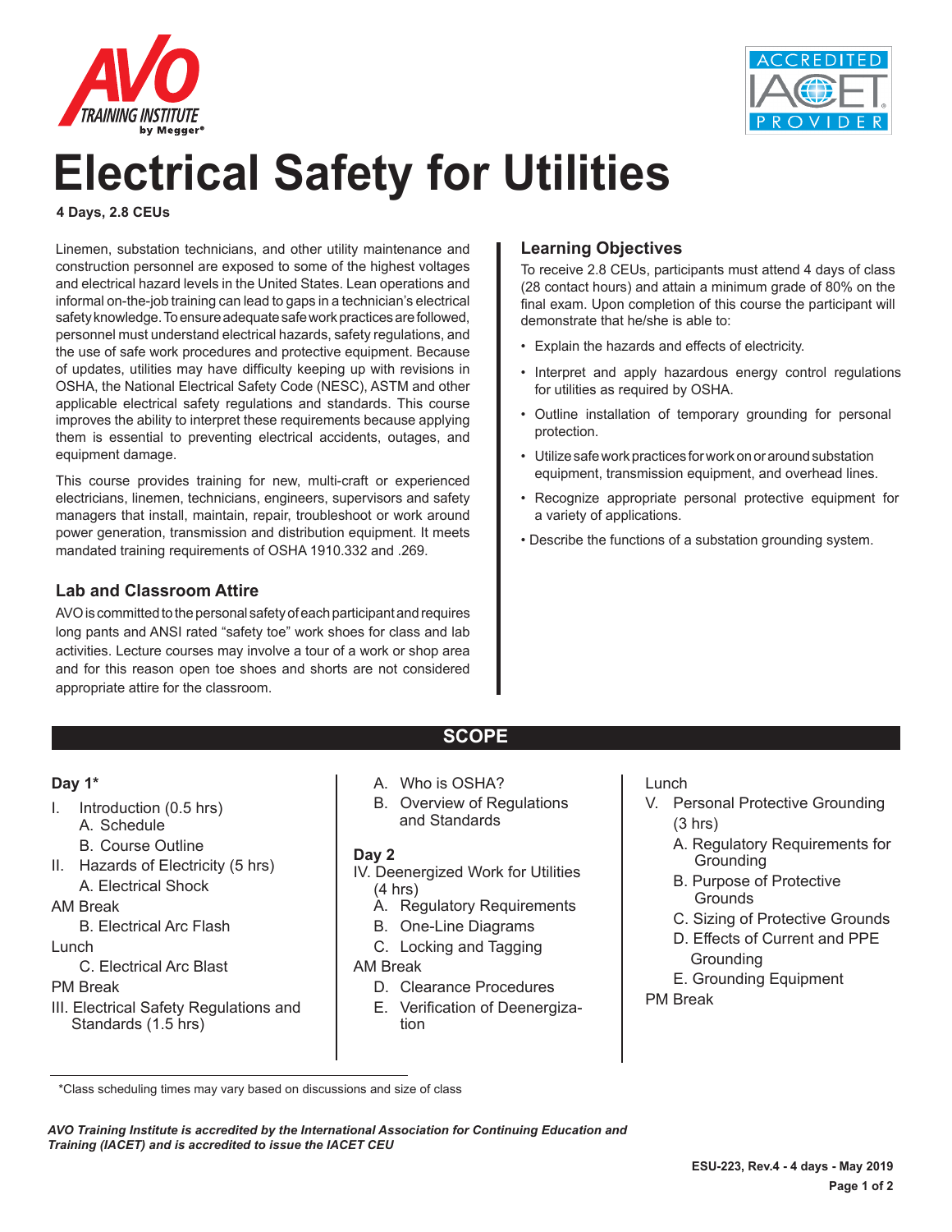# Electrical Safety for Utilities

**4 Days, 2.8 CEUs**

Linemen, substation technicians, and other utility maintenance and construction personnel are exposed to some of the highest voltages and electrical hazard levels in the United States. Lean operations and informal on-the-job training can lead to gaps in a technician's electrical safety knowledge. To ensure adequate safe work practices are followed, personnel must understand electrical hazards, safety regulations, and the use of safe work procedures and protective equipment. Because of updates, utilities may have difficulty keeping up with revisions in OSHA, the National Electrical Safety Code (NESC), ASTM and other applicable electrical safety regulations and standards. This course improves the ability to interpret these requirements because applying them is essential to preventing electrical accidents, outages, and equipment damage.

This course provides training for new, multi-craft or experienced electricians, linemen, technicians, engineers, supervisors and safety managers that install, maintain, repair, troubleshoot or work around power generation, transmission and distribution equipment. It meets mandated training requirements of OSHA 1910.332 and .269.

## Lab and Classroom Attire

AVO is committed to the personal safety of each participant and requires long pants and ANSI rated "safety toe" work shoes for class and lab activities. Lecture courses may involve a tour of a work or shop area and for this reason open toe shoes and shorts are not considered appropriate attire for the classroom.

## Learning Objectives

To receive 2.8 CEUs, participants must attend 4 days of class (28 contact hours) and attain a minimum grade of 80% on the final exam. Upon completion of this course the participant will demonstrate that he/she is able to:

- Explain the hazards and effects of electricity.
- Interpret and apply hazardous energy control regulations for utilities as required by OSHA.
- Outline installation of temporary grounding for personal protection.
- Utilize safe work practices for work on or around substation equipment, transmission equipment, and overhead lines.
- Recognize appropriate personal protective equipment for a variety of applications.
- Describe the functions of a substation grounding system.

## SCOPE

**Day 1***

I. Introduction (0.5 hrs)
   A. Schedule
   B. Course Outline

II. Hazards of Electricity (5 hrs)
   A. Electrical Shock

AM Break

   B. Electrical Arc Flash

Lunch

   C. Electrical Arc Blast

PM Break

III. Electrical Safety Regulations and Standards (1.5 hrs)
   A. Who is OSHA?
   B. Overview of Regulations and Standards

**Day 2**

IV. Deenergized Work for Utilities (4 hrs)
   A. Regulatory Requirements
   B. One-Line Diagrams
   C. Locking and Tagging

AM Break

   D. Clearance Procedures
   E. Verification of Deenergization

Lunch

V. Personal Protective Grounding (3 hrs)
   A. Regulatory Requirements for Grounding
   B. Purpose of Protective Grounds
   C. Sizing of Protective Grounds
   D. Effects of Current and PPE Grounding
   E. Grounding Equipment

PM Break

*Class scheduling times may vary based on discussions and size of class

*AVO Training Institute is accredited by the International Association for Continuing Education and Training (IACET) and is accredited to issue the IACET CEU*

**ESU-223, Rev.4 - 4 days - May 2019**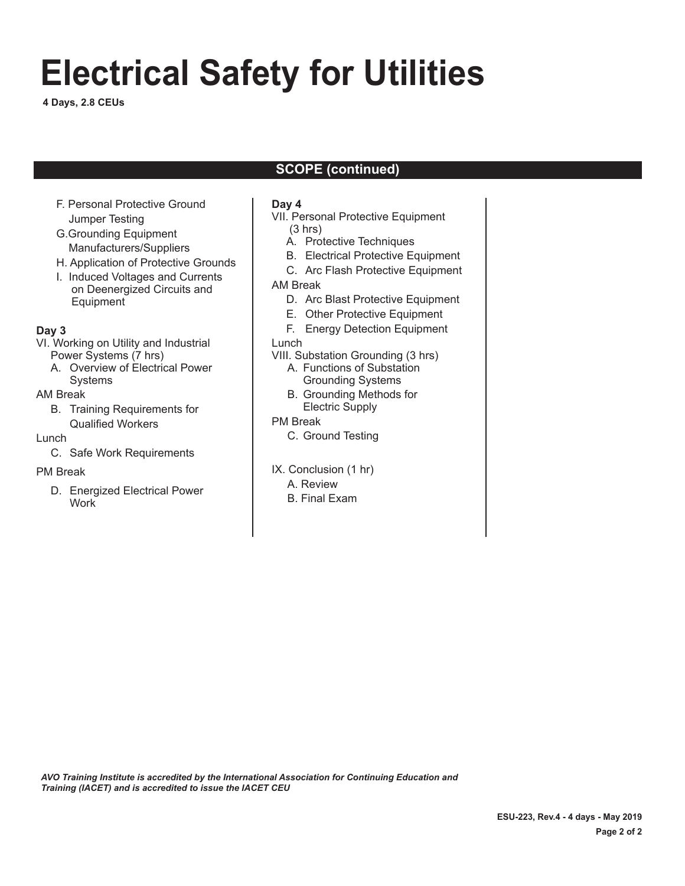# Electrical Safety for Utilities

**4 Days, 2.8 CEUs**

## SCOPE (continued)

- F. Personal Protective Ground Jumper Testing
- G. Grounding Equipment Manufacturers/Suppliers
- H. Application of Protective Grounds
- I. Induced Voltages and Currents on Deenergized Circuits and Equipment

**Day 3**

VI. Working on Utility and Industrial Power Systems (7 hrs)

- A. Overview of Electrical Power Systems

AM Break

- B. Training Requirements for Qualified Workers

Lunch

- C. Safe Work Requirements

PM Break

- D. Energized Electrical Power Work

**Day 4**

VII. Personal Protective Equipment (3 hrs)

- A. Protective Techniques
- B. Electrical Protective Equipment
- C. Arc Flash Protective Equipment

AM Break

- D. Arc Blast Protective Equipment
- E. Other Protective Equipment
- F. Energy Detection Equipment

Lunch

VIII. Substation Grounding (3 hrs)

- A. Functions of Substation Grounding Systems
- B. Grounding Methods for Electric Supply

PM Break

- C. Ground Testing

IX. Conclusion (1 hr)

- A. Review
- B. Final Exam

***AVO Training Institute is accredited by the International Association for Continuing Education and Training (IACET) and is accredited to issue the IACET CEU***

**ESU-223, Rev.4 - 4 days - May 2019**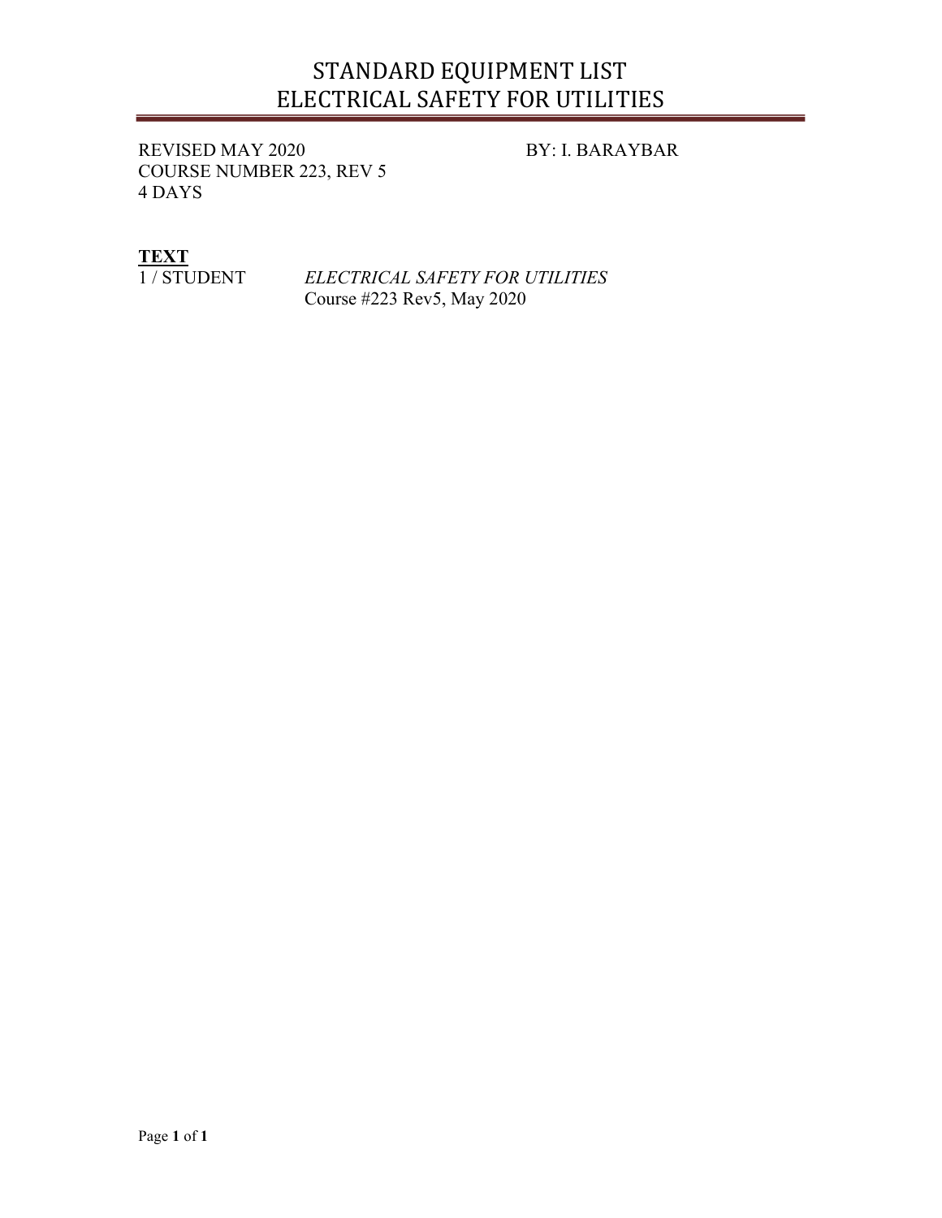# STANDARD EQUIPMENT LIST
# ELECTRICAL SAFETY FOR UTILITIES

REVISED MAY 2020 BY: I. BARAYBAR
COURSE NUMBER 223, REV 5
4 DAYS

**TEXT**

1 / STUDENT *ELECTRICAL SAFETY FOR UTILITIES*
Course #223 Rev5, May 2020